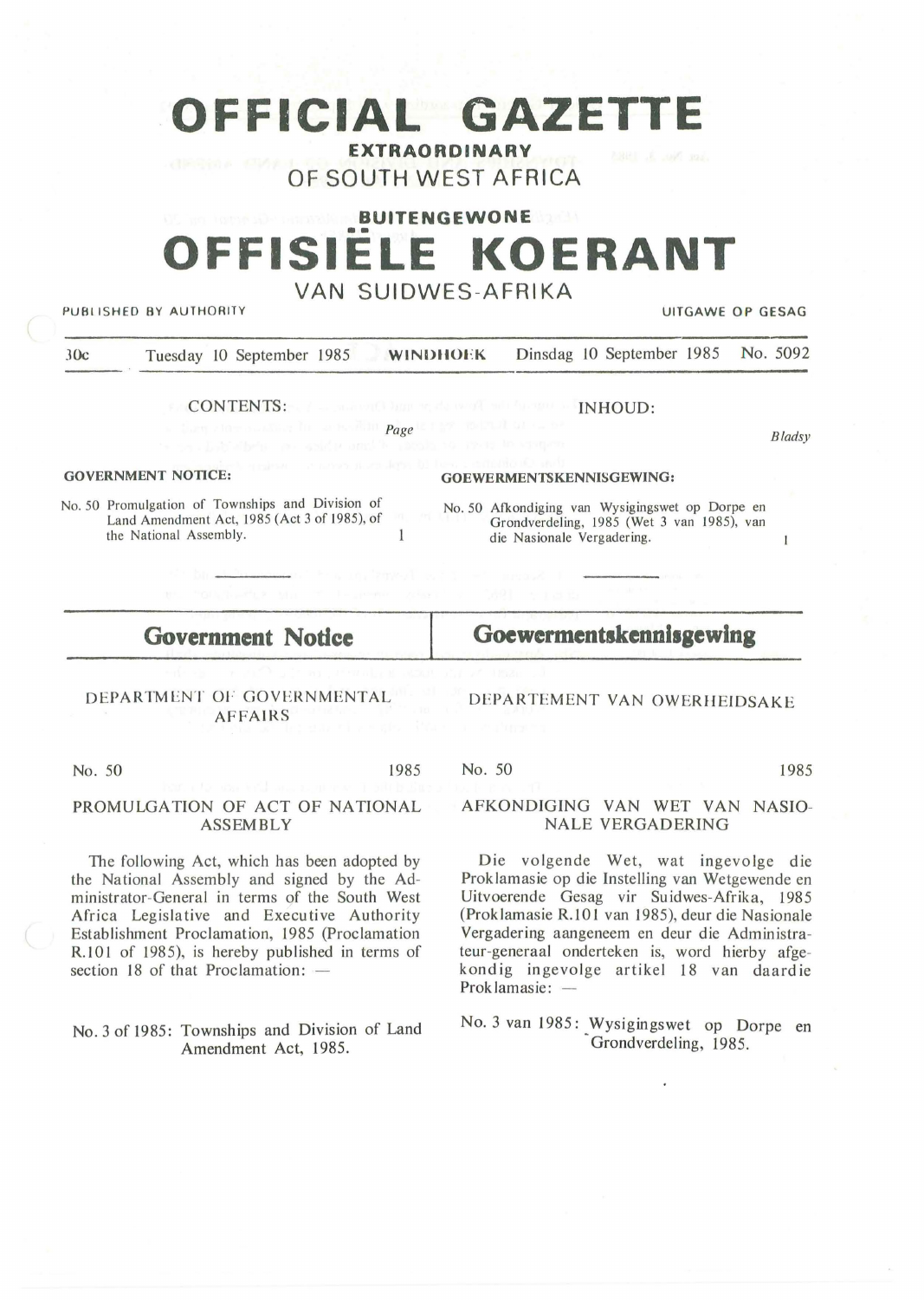# OFFICIAL GAZETTE

**EXTRAORDINARY**

OF SOUTH WEST AFRICA

**BUITENGEWONE**

# OFFISIËLE KOERANT

VAN SUIDWES-AFRIKA

PUBLISHED BY AUTHORITY — UITGAWE OP GESAG

30c — Tuesday 10 September 1985 — WINDHOEK — Dinsdag 10 September 1985 — No. 5092

| CONTENTS: | Page | INHOUD: | Bladsy |
|---|---|---|---|
| **GOVERNMENT NOTICE:** | | **GOEWERMENTSKENNISGEWING:** | |
| No. 50 Promulgation of Townships and Division of Land Amendment Act, 1985 (Act 3 of 1985), of the National Assembly. | 1 | No. 50 Afkondiging van Wysigingswet op Dorpe en Grondverdeling, 1985 (Wet 3 van 1985), van die Nasionale Vergadering. | 1 |

## Government Notice

DEPARTMENT OF GOVERNMENTAL AFFAIRS

No. 50 — 1985

### PROMULGATION OF ACT OF NATIONAL ASSEMBLY

The following Act, which has been adopted by the National Assembly and signed by the Administrator-General in terms of the South West Africa Legislative and Executive Authority Establishment Proclamation, 1985 (Proclamation R.101 of 1985), is hereby published in terms of section 18 of that Proclamation: —

No. 3 of 1985: Townships and Division of Land Amendment Act, 1985.

## Goewermentskennisgewing

DEPARTEMENT VAN OWERHEIDSAKE

No. 50 — 1985

### AFKONDIGING VAN WET VAN NASIONALE VERGADERING

Die volgende Wet, wat ingevolge die Proklamasie op die Instelling van Wetgewende en Uitvoerende Gesag vir Suidwes-Afrika, 1985 (Proklamasie R.101 van 1985), deur die Nasionale Vergadering aangeneem en deur die Administrateur-generaal onderteken is, word hierby afgekondig ingevolge artikel 18 van daardie Proklamasie: —

No. 3 van 1985: Wysigingswet op Dorpe en Grondverdeling, 1985.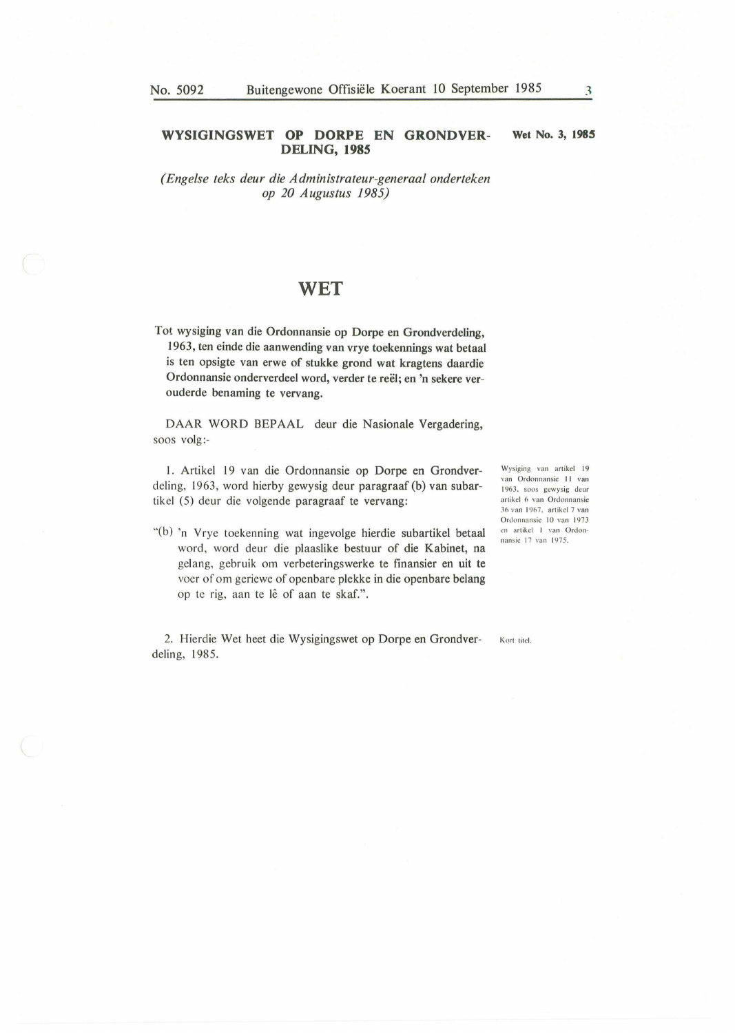**WYSIGINGSWET OP DORPE EN GRONDVERDELING, 1985**

**Wet No. 3, 1985**

*(Engelse teks deur die Administrateur-generaal onderteken op 20 Augustus 1985)*

# WET

**Tot wysiging van die Ordonnansie op Dorpe en Grondverdeling, 1963, ten einde die aanwending van vrye toekennings wat betaal is ten opsigte van erwe of stukke grond wat kragtens daardie Ordonnansie onderverdeel word, verder te reël; en 'n sekere verouderde benaming te vervang.**

DAAR WORD BEPAAL deur die Nasionale Vergadering, soos volg:-

Wysiging van artikel 19 van Ordonnansie 11 van 1963, soos gewysig deur artikel 6 van Ordonnansie 36 van 1967, artikel 7 van Ordonnansie 10 van 1973 en artikel 1 van Ordonnansie 17 van 1975.

1. Artikel 19 van die Ordonnansie op Dorpe en Grondverdeling, 1963, word hierby gewysig deur paragraaf (b) van subartikel (5) deur die volgende paragraaf te vervang:

"(b) 'n Vrye toekenning wat ingevolge hierdie subartikel betaal word, word deur die plaaslike bestuur of die Kabinet, na gelang, gebruik om verbeteringswerke te finansier en uit te voer of om geriewe of openbare plekke in die openbare belang op te rig, aan te lê of aan te skaf.".

Kort titel.

2. Hierdie Wet heet die Wysigingswet op Dorpe en Grondverdeling, 1985.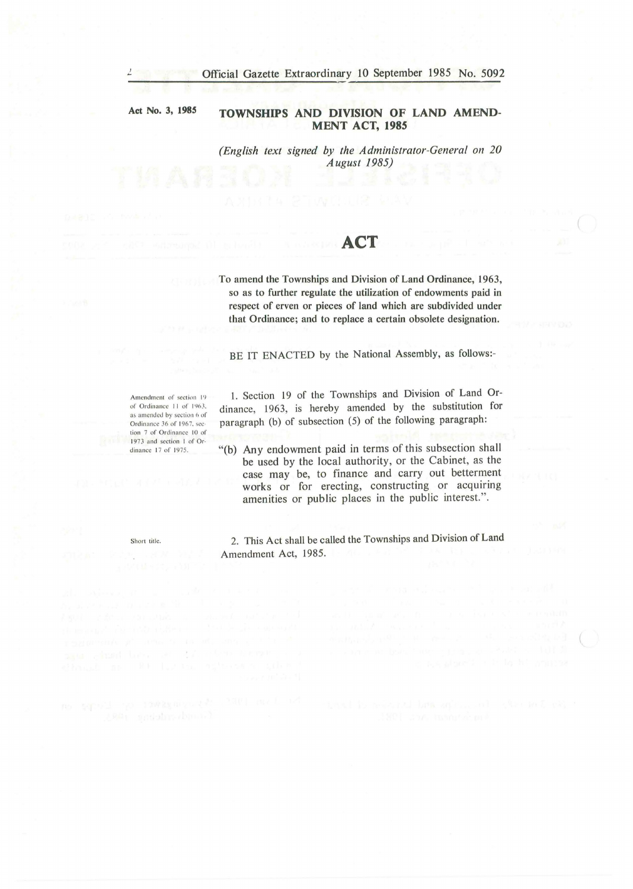Act No. 3, 1985

## TOWNSHIPS AND DIVISION OF LAND AMENDMENT ACT, 1985

*(English text signed by the Administrator-General on 20 August 1985)*

# ACT

**To amend the Townships and Division of Land Ordinance, 1963, so as to further regulate the utilization of endowments paid in respect of erven or pieces of land which are subdivided under that Ordinance; and to replace a certain obsolete designation.**

BE IT ENACTED by the National Assembly, as follows:-

Amendment of section 19 of Ordinance 11 of 1963, as amended by section 6 of Ordinance 36 of 1967, section 7 of Ordinance 10 of 1973 and section 1 of Ordinance 17 of 1975.

1. Section 19 of the Townships and Division of Land Ordinance, 1963, is hereby amended by the substitution for paragraph (b) of subsection (5) of the following paragraph:

"(b) Any endowment paid in terms of this subsection shall be used by the local authority, or the Cabinet, as the case may be, to finance and carry out betterment works or for erecting, constructing or acquiring amenities or public places in the public interest.".

Short title.

2. This Act shall be called the Townships and Division of Land Amendment Act, 1985.